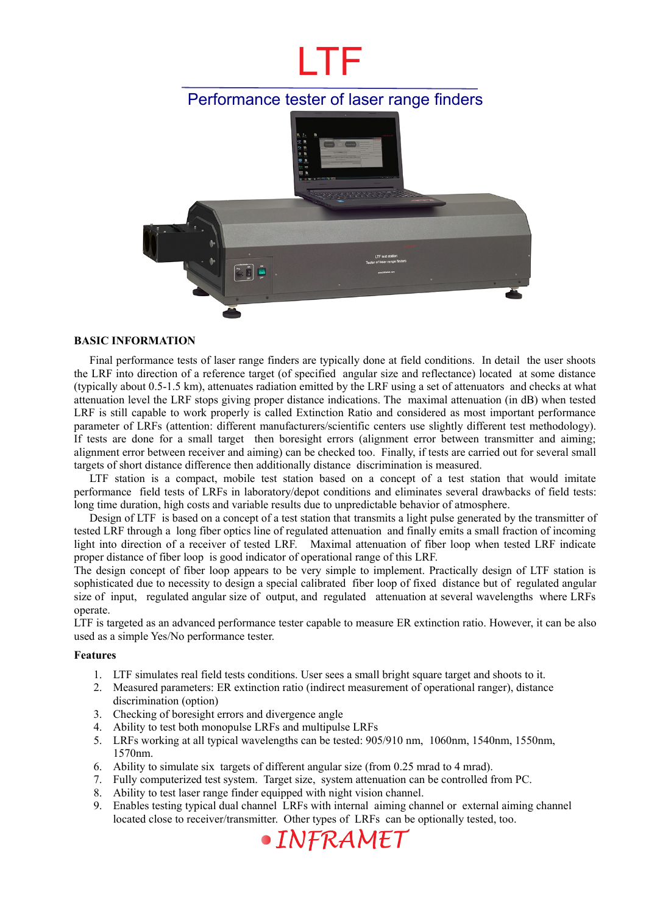# LTF

## Performance tester of laser range finders

### BASIC INFORMATION

Final performance tests of laser range finders are typically done at field conditions. In detail the user shoots the LRF into direction of a reference target (of specified angular size and reflectance) located at some distance (typically about 0.5-1.5 km), attenuates radiation emitted by the LRF using a set of attenuators and checks at what attenuation level the LRF stops giving proper distance indications. The maximal attenuation (in dB) when tested LRF is still capable to work properly is called Extinction Ratio and considered as most important performance parameter of LRFs (attention: different manufacturers/scientific centers use slightly different test methodology). If tests are done for a small target then boresight errors (alignment error between transmitter and aiming; alignment error between receiver and aiming) can be checked too. Finally, if tests are carried out for several small targets of short distance difference then additionally distance discrimination is measured.

LTF station is a compact, mobile test station based on a concept of a test station that would imitate performance field tests of LRFs in laboratory/depot conditions and eliminates several drawbacks of field tests: long time duration, high costs and variable results due to unpredictable behavior of atmosphere.

Design of LTF is based on a concept of a test station that transmits a light pulse generated by the transmitter of tested LRF through a long fiber optics line of regulated attenuation and finally emits a small fraction of incoming light into direction of a receiver of tested LRF. Maximal attenuation of fiber loop when tested LRF indicate proper distance of fiber loop is good indicator of operational range of this LRF.

The design concept of fiber loop appears to be very simple to implement. Practically design of LTF station is sophisticated due to necessity to design a special calibrated fiber loop of fixed distance but of regulated angular size of input, regulated angular size of output, and regulated attenuation at several wavelengths where LRFs operate.

LTF is targeted as an advanced performance tester capable to measure ER extinction ratio. However, it can be also used as a simple Yes/No performance tester.

#### Features

1. LTF simulates real field tests conditions. User sees a small bright square target and shoots to it.
2. Measured parameters: ER extinction ratio (indirect measurement of operational ranger), distance discrimination (option)
3. Checking of boresight errors and divergence angle
4. Ability to test both monopulse LRFs and multipulse LRFs
5. LRFs working at all typical wavelengths can be tested: 905/910 nm, 1060nm, 1540nm, 1550nm, 1570nm.
6. Ability to simulate six targets of different angular size (from 0.25 mrad to 4 mrad).
7. Fully computerized test system. Target size, system attenuation can be controlled from PC.
8. Ability to test laser range finder equipped with night vision channel.
9. Enables testing typical dual channel LRFs with internal aiming channel or external aiming channel located close to receiver/transmitter. Other types of LRFs can be optionally tested, too.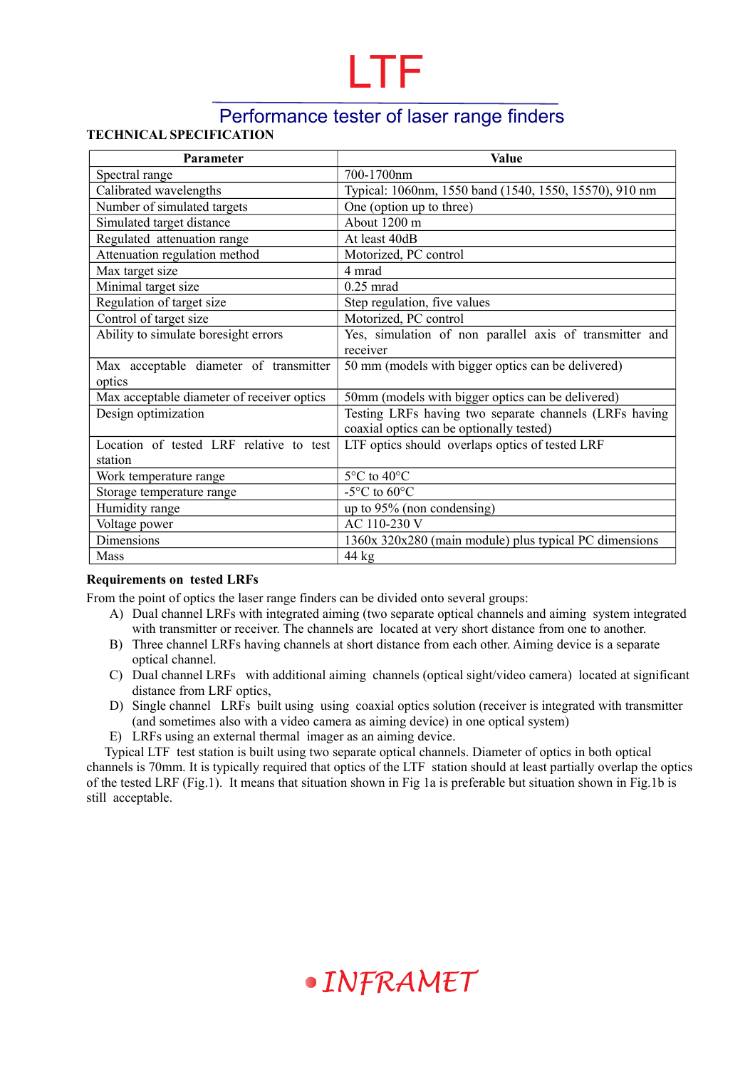# LTF

## Performance tester of laser range finders

**TECHNICAL SPECIFICATION**

| Parameter | Value |
|---|---|
| Spectral range | 700-1700nm |
| Calibrated wavelengths | Typical: 1060nm, 1550 band (1540, 1550, 15570), 910 nm |
| Number of simulated targets | One (option up to three) |
| Simulated target distance | About 1200 m |
| Regulated attenuation range | At least 40dB |
| Attenuation regulation method | Motorized, PC control |
| Max target size | 4 mrad |
| Minimal target size | 0.25 mrad |
| Regulation of target size | Step regulation, five values |
| Control of target size | Motorized, PC control |
| Ability to simulate boresight errors | Yes, simulation of non parallel axis of transmitter and receiver |
| Max acceptable diameter of transmitter optics | 50 mm (models with bigger optics can be delivered) |
| Max acceptable diameter of receiver optics | 50mm (models with bigger optics can be delivered) |
| Design optimization | Testing LRFs having two separate channels (LRFs having coaxial optics can be optionally tested) |
| Location of tested LRF relative to test station | LTF optics should overlaps optics of tested LRF |
| Work temperature range | 5°C to 40°C |
| Storage temperature range | -5°C to 60°C |
| Humidity range | up to 95% (non condensing) |
| Voltage power | AC 110-230 V |
| Dimensions | 1360x 320x280 (main module) plus typical PC dimensions |
| Mass | 44 kg |

**Requirements on tested LRFs**

From the point of optics the laser range finders can be divided onto several groups:

A) Dual channel LRFs with integrated aiming (two separate optical channels and aiming system integrated with transmitter or receiver. The channels are located at very short distance from one to another.
B) Three channel LRFs having channels at short distance from each other. Aiming device is a separate optical channel.
C) Dual channel LRFs with additional aiming channels (optical sight/video camera) located at significant distance from LRF optics,
D) Single channel LRFs built using using coaxial optics solution (receiver is integrated with transmitter (and sometimes also with a video camera as aiming device) in one optical system)
E) LRFs using an external thermal imager as an aiming device.

Typical LTF test station is built using two separate optical channels. Diameter of optics in both optical channels is 70mm. It is typically required that optics of the LTF station should at least partially overlap the optics of the tested LRF (Fig.1). It means that situation shown in Fig 1a is preferable but situation shown in Fig.1b is still acceptable.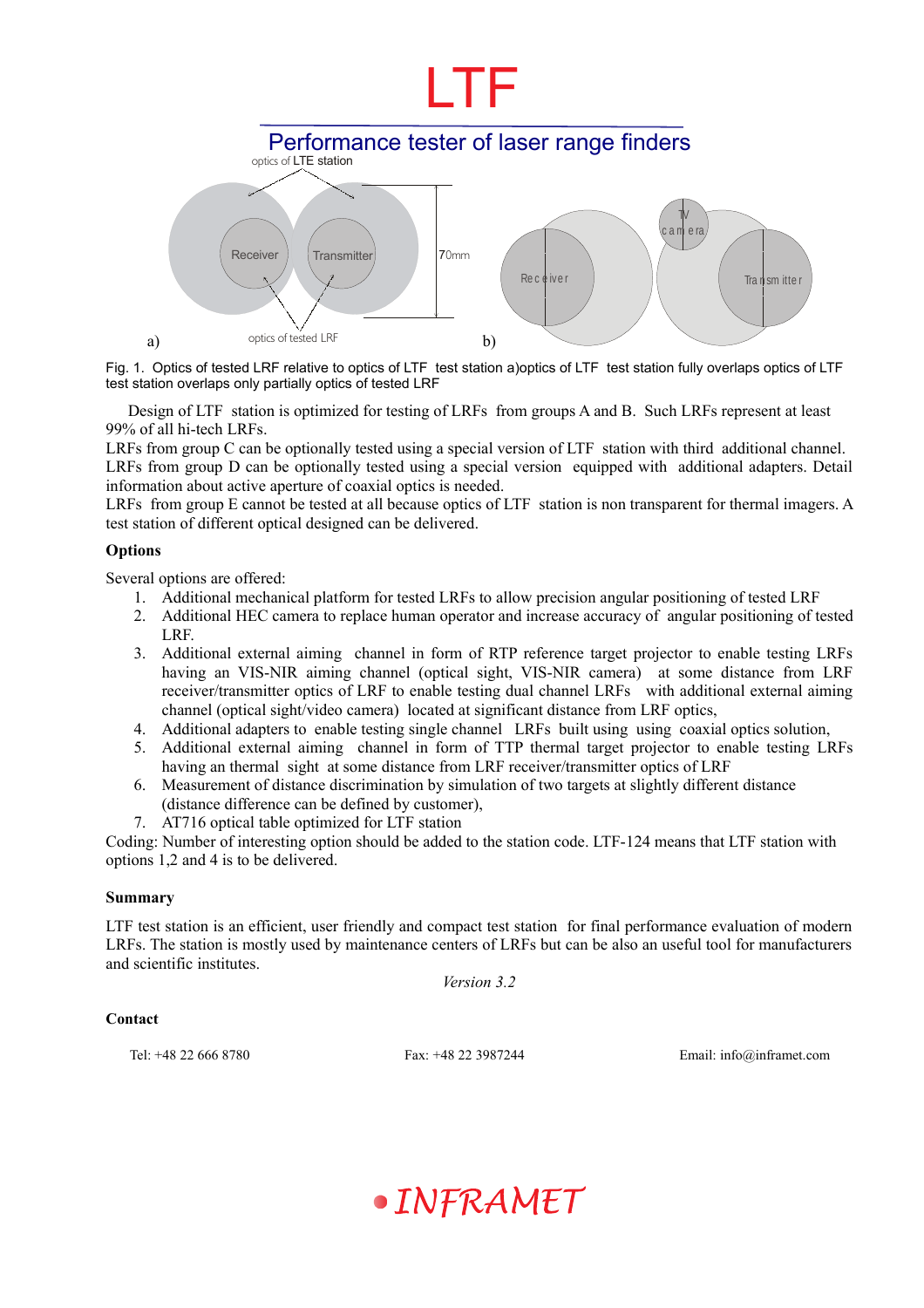# LTF

## Performance tester of laser range finders

optics of LTE station

Receiver

Transmitter

70mm

optics of tested LRF

a)

TV camera

Receiver

Transmitter

b)

Fig. 1. Optics of tested LRF relative to optics of LTF test station a)optics of LTF test station fully overlaps optics of LTF test station overlaps only partially optics of tested LRF

Design of LTF station is optimized for testing of LRFs from groups A and B. Such LRFs represent at least 99% of all hi-tech LRFs.

LRFs from group C can be optionally tested using a special version of LTF station with third additional channel.

LRFs from group D can be optionally tested using a special version equipped with additional adapters. Detail information about active aperture of coaxial optics is needed.

LRFs from group E cannot be tested at all because optics of LTF station is non transparent for thermal imagers. A test station of different optical designed can be delivered.

### Options

Several options are offered:

1. Additional mechanical platform for tested LRFs to allow precision angular positioning of tested LRF
2. Additional HEC camera to replace human operator and increase accuracy of angular positioning of tested LRF.
3. Additional external aiming channel in form of RTP reference target projector to enable testing LRFs having an VIS-NIR aiming channel (optical sight, VIS-NIR camera) at some distance from LRF receiver/transmitter optics of LRF to enable testing dual channel LRFs with additional external aiming channel (optical sight/video camera) located at significant distance from LRF optics,
4. Additional adapters to enable testing single channel LRFs built using using coaxial optics solution,
5. Additional external aiming channel in form of TTP thermal target projector to enable testing LRFs having an thermal sight at some distance from LRF receiver/transmitter optics of LRF
6. Measurement of distance discrimination by simulation of two targets at slightly different distance (distance difference can be defined by customer),
7. AT716 optical table optimized for LTF station

Coding: Number of interesting option should be added to the station code. LTF-124 means that LTF station with options 1,2 and 4 is to be delivered.

### Summary

LTF test station is an efficient, user friendly and compact test station for final performance evaluation of modern LRFs. The station is mostly used by maintenance centers of LRFs but can be also an useful tool for manufacturers and scientific institutes.

*Version 3.2*

### Contact

Tel: +48 22 666 8780 Fax: +48 22 3987244 Email: info@inframet.com

INFRAMET